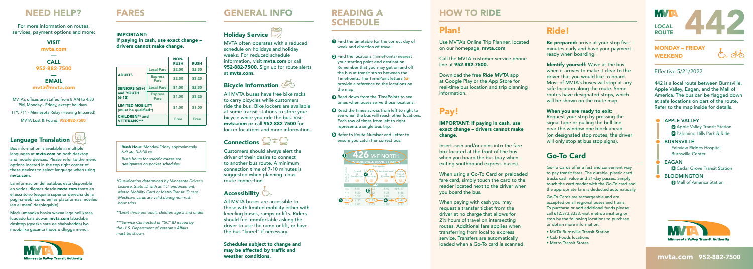# NEED HELP?

For more information on routes, services, payment options and more:

**VISIT**
**mvta.com**

**CALL**
**952-882-7500**

**EMAIL**
**mvta@mvta.com**

MVTA's offices are staffed from 8 AM to 4:30 PM, Monday - Friday, except holidays.

TTY: 711 - Minnesota Relay (Hearing Impaired)

MVTA Lost & Found: **952-882-7500**

## Language Translation

Bus information is available in multiple languages at **mvta.com** on both desktop and mobile devices. Please refer to the menu options located in the top right corner of these devices to select language when using **mvta.com**.

La información del autobús está disponible en varios idiomas desde **mvta.com** tanto en el escritorio (esquina superior derecha de la página web) como en las plataformas móviles (en el menú desplegable).

Macluumaadka baska waxaa laga heli karaa luuqado kala duwan **mvta.com** labadaba desktop (geeska sare ee shabakadda) iyo moobiilka gacanta (hoos u dhigga menu).

# FARES

**IMPORTANT:**
**If paying in cash, use exact change – drivers cannot make change.**

| | | NON-RUSH | RUSH |
|---|---|---|---|
| ADULTS | Local Fare | $2.00 | $2.50 |
| | Express Fare | $2.50 | $3.25 |
| SENIORS (65+) and YOUTH (6-12) | Local Fare | $1.00 | $2.50 |
| | Express Fare | $1.00 | $3.25 |
| LIMITED MOBILITY (must be qualified*) | | $1.00 | $1.00 |
| CHILDREN** and VETERANS*** | | Free | Free |

**Rush Hour:** Monday-Friday approximately 6-9 AM, 3-6:30 PM

*Rush hours for specific routes are designated on pocket schedules.*

*\*Qualification determined by Minnesota Driver's License, State ID with an "L" endorsement, Metro Mobility Card or Metro Transit ID card. Medicare cards are valid during non-rush hour trips.*

*\*\*Limit three per adult, children age 5 and under*

*\*\*\*Service Connected or "SC" ID issued by the U.S. Department of Veteran's Affairs must be shown.*

# GENERAL INFO

## Holiday Service

MVTA often operates with a reduced schedule on holidays and holiday weeks. For reduced schedule information, visit **mvta.com** or call **952-882-7500.** Sign up for route alerts at **mvta.com**.

## Bicycle Information

All MVTA buses have free bike racks to carry bicycles while customers ride the bus. Bike lockers are available at some transit stations to store your bicycle while you ride the bus. Visit **mvta.com** or call **952-882-7500** for locker locations and more information.

## Connections

Customers should always alert the driver of their desire to connect to another bus route. A minimum connection time of 7-10 minutes is suggested when planning a bus route connection.

## Accessibility

All MVTA buses are accessible to those with limited mobility either with kneeling buses, ramps or lifts. Riders should feel comfortable asking the driver to use the ramp or lift, or have the bus "kneel" if necessary.

**Schedules subject to change and may be affected by traffic and weather conditions.**

# READING A SCHEDULE

1. Find the timetable for the correct day of week and direction of travel.
2. Find the locations (TimePoints) nearest your starting point and destination. Remember that you may get on and off the bus at transit stops between the TimePoints. The TimePoint letters provide a reference to the locations on the map.
3. Read down from the TimePoints to see times when buses serve those locations.
4. Read the times across from left to right to see when the bus will reach other locations. Each row of times from left to right represents a single bus trip.
5. Refer to Route Number and Letter to ensure you catch the correct bus.

**426 M-F NORTH**
**TO BURNSVILLE TRANSIT STATION**

| Route Number & Letter | Grand & Southcross | Burnsville Co. Rd. 42 & Portland | Nicollet & Frontage | Burnsville Transit Station |
|---|---|---|---|---|
| | | AM | | |
| 426 | 6:01 | 6:05 | 6:09 | 6:17 |
| 426 | 6:30 | 6:32 | 6:38 | 6:46 |
| 426 | 6:59 | 7:01 | 7:07 | 7:15 |
| 426 | 7:31 | 7:33 | 7:39 | 7:47 |
| 426 | 8:01 | 8:03 | 8:09 | 8:17 |

# HOW TO RIDE

## Plan!

Use MVTA's Online Trip Planner, located on our homepage, **mvta.com**

Call the MVTA customer service phone line at **952-882-7500.**

Download the free *Ride MVTA* app at Google Play or the App Store for real-time bus location and trip planning information.

## Pay!

**IMPORTANT: If paying in cash, use exact change – drivers cannot make change.**

Insert cash and/or coins into the fare box located at the front of the bus when you board the bus (pay when exiting southbound express buses).

When using a Go-To Card or preloaded fare card, simply touch the card to the reader located next to the driver when you board the bus.

When paying with cash you may request a transfer ticket from the driver at no charge that allows for 2½ hours of travel on intersecting routes. Additional fare applies when transferring from local to express service. Transfers are automatically loaded when a Go-To card is scanned.

## Ride!

**Be prepared:** arrive at your stop five minutes early and have your payment ready when boarding.

**Identify yourself:** Wave at the bus when it arrives to make it clear to the driver that you would like to board. Most of MVTA's buses will stop at any safe location along the route. Some routes have designated stops, which will be shown on the route map.

**When you are ready to exit:** Request your stop by pressing the signal tape or pulling the bell line near the window one block ahead (on designated stop routes, the driver will only stop at bus stop signs).

## Go-To Card

Go-To Cards offer a fast and convenient way to pay transit fares. The durable, plastic card tracks cash value and 31-day passes. Simply touch the card reader with the Go-To card and the appropriate fare is deducted automatically.

Go-To Cards are rechargeable and are accepted on all regional buses and trains. To purchase or add additional funds please call 612.373.3333, visit metrotransit.org or stop by the following locations to purchase or obtain more information:

- MVTA Burnsville Transit Station
- Cub Foods locations
- Metro Transit Stores

# MVTA LOCAL ROUTE 442

**MONDAY – FRIDAY**
**WEEKEND**

Effective 5/21/2022

442 is a local route between Burnsville, Apple Valley, Eagan, and the Mall of America. The bus can be flagged down at safe locations on part of the route. Refer to the map inside for details.

- **APPLE VALLEY**
  - Apple Valley Transit Station
  - Palomino Hills Park & Ride
- **BURNSVILLE**
  - Fairview Ridges Hospital
  - Burnsville Center
- **EAGAN**
  - Cedar Grove Transit Station
- **BLOOMINGTON**
  - Mall of America Station

Minnesota Valley Transit Authority

**mvta.com 952-882-7500**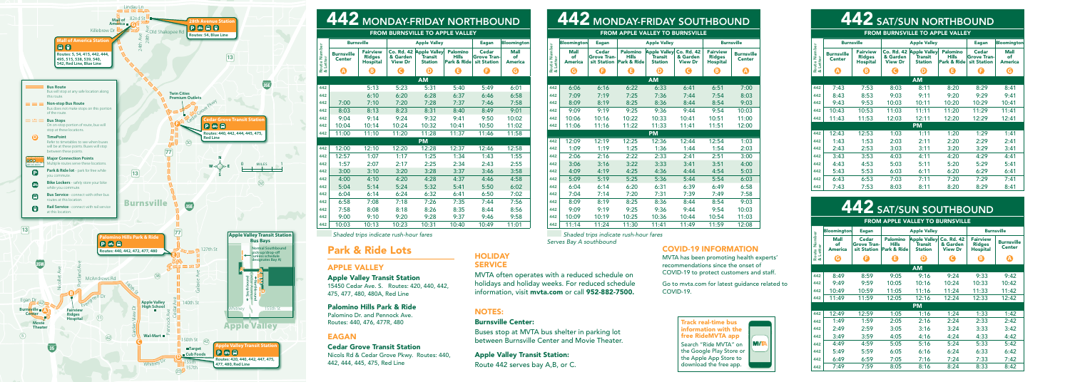# 442 MONDAY-FRIDAY NORTHBOUND

FROM BURNSVILLE TO APPLE VALLEY

| Route Number & Letter | Burnsville | | Apple Valley | | | Eagan | Bloomington |
|---|---|---|---|---|---|---|---|
| | Burnsville Center | Fairview Ridges Hospital | Co. Rd. 42 & Garden View Dr | Apple Valley Transit Station | Palomino Hills Park & Ride | Cedar Grove Transit Station | Mall of America |
| | A | B | C | D | E | F | G |
| | AM | | | | | | |
| 442 | | 5:13 | 5:23 | 5:31 | 5:40 | 5:49 | 6:01 |
| 442 | | 6:10 | 6:20 | 6:28 | 6:37 | 6:46 | 6:58 |
| 442 | 7:00 | 7:10 | 7:20 | 7:28 | 7:37 | 7:46 | 7:58 |
| 442 | 8:03 | 8:13 | 8:23 | 8:31 | 8:40 | 8:49 | 9:01 |
| 442 | 9:04 | 9:14 | 9:24 | 9:32 | 9:41 | 9:50 | 10:02 |
| 442 | 10:04 | 10:14 | 10:24 | 10:32 | 10:41 | 10:50 | 11:02 |
| 442 | 11:00 | 11:10 | 11:20 | 11:28 | 11:37 | 11:46 | 11:58 |
| | PM | | | | | | |
| 442 | 12:00 | 12:10 | 12:20 | 12:28 | 12:37 | 12:46 | 12:58 |
| 442 | 12:57 | 1:07 | 1:17 | 1:25 | 1:34 | 1:43 | 1:55 |
| 442 | 1:57 | 2:07 | 2:17 | 2:25 | 2:34 | 2:43 | 2:55 |
| 442 | 3:00 | 3:10 | 3:20 | 3:28 | 3:37 | 3:46 | 3:58 |
| 442 | 4:00 | 4:10 | 4:20 | 4:28 | 4:37 | 4:46 | 4:58 |
| 442 | 5:04 | 5:14 | 5:24 | 5:32 | 5:41 | 5:50 | 6:02 |
| 442 | 6:04 | 6:14 | 6:24 | 6:32 | 6:41 | 6:50 | 7:02 |
| 442 | 6:58 | 7:08 | 7:18 | 7:26 | 7:35 | 7:44 | 7:56 |
| 442 | 7:58 | 8:08 | 8:18 | 8:26 | 8:35 | 8:44 | 8:56 |
| 442 | 9:00 | 9:10 | 9:20 | 9:28 | 9:37 | 9:46 | 9:58 |
| 442 | 10:03 | 10:13 | 10:23 | 10:31 | 10:40 | 10:49 | 11:01 |

*Shaded trips indicate rush-hour fares*

# 442 MONDAY-FRIDAY SOUTHBOUND

FROM APPLE VALLEY TO BURNSVILLE

| Route Number & Letter | Bloomington | Eagan | Apple Valley | | | Burnsville | |
|---|---|---|---|---|---|---|---|
| | Mall of America | Cedar Grove Transit Station | Palomino Hills Park & Ride | Apple Valley Transit Station | Co. Rd. 42 & Garden View Dr | Fairview Ridges Hospital | Burnsville Center |
| | G | F | E | D | C | B | A |
| | AM | | | | | | |
| 442 | 6:06 | 6:16 | 6:22 | 6:33 | 6:41 | 6:51 | 7:00 |
| 442 | 7:09 | 7:19 | 7:25 | 7:36 | 7:44 | 7:54 | 8:03 |
| 442 | 8:09 | 8:19 | 8:25 | 8:36 | 8:44 | 8:54 | 9:03 |
| 442 | 9:09 | 9:19 | 9:25 | 9:36 | 9:44 | 9:54 | 10:03 |
| 442 | 10:06 | 10:16 | 10:22 | 10:33 | 10:41 | 10:51 | 11:00 |
| 442 | 11:06 | 11:16 | 11:22 | 11:33 | 11:41 | 11:51 | 12:00 |
| | PM | | | | | | |
| 442 | 12:09 | 12:19 | 12:25 | 12:36 | 12:44 | 12:54 | 1:03 |
| 442 | 1:09 | 1:19 | 1:25 | 1:36 | 1:44 | 1:54 | 2:03 |
| 442 | 2:06 | 2:16 | 2:22 | 2:33 | 2:41 | 2:51 | 3:00 |
| 442 | 3:06 | 3:16 | 3:22 | 3:33 | 3:41 | 3:51 | 4:00 |
| 442 | 4:09 | 4:19 | 4:25 | 4:36 | 4:44 | 4:54 | 5:03 |
| 442 | 5:09 | 5:19 | 5:25 | 5:36 | 5:44 | 5:54 | 6:03 |
| 442 | 6:04 | 6:14 | 6:20 | 6:31 | 6:39 | 6:49 | 6:58 |
| 442 | 7:04 | 7:14 | 7:20 | 7:31 | 7:39 | 7:49 | 7:58 |
| 442 | 8:09 | 8:19 | 8:25 | 8:36 | 8:44 | 8:54 | 9:03 |
| 442 | 9:09 | 9:19 | 9:25 | 9:36 | 9:44 | 9:54 | 10:03 |
| 442 | 10:09 | 10:19 | 10:25 | 10:36 | 10:44 | 10:54 | 11:03 |
| 442 | 11:14 | 11:24 | 11:30 | 11:41 | 11:49 | 11:59 | 12:08 |

*Shaded trips indicate rush-hour fares*

Serves Bay A southbound

# 442 SAT/SUN NORTHBOUND

FROM BURNSVILLE TO APPLE VALLEY

| Route Number & Letter | Burnsville | | Apple Valley | | | Eagan | Bloomington |
|---|---|---|---|---|---|---|---|
| | Burnsville Center | Fairview Ridges Hospital | Co. Rd. 42 & Garden View Dr | Apple Valley Transit Station | Palomino Hills Park & Ride | Cedar Grove Transit Station | Mall of America |
| | A | B | C | D | E | F | G |
| | AM | | | | | | |
| 442 | 7:43 | 7:53 | 8:03 | 8:11 | 8:20 | 8:29 | 8:41 |
| 442 | 8:43 | 8:53 | 9:03 | 9:11 | 9:20 | 9:29 | 9:41 |
| 442 | 9:43 | 9:53 | 10:03 | 10:11 | 10:20 | 10:29 | 10:41 |
| 442 | 10:43 | 10:53 | 11:03 | 11:11 | 11:20 | 11:29 | 11:41 |
| 442 | 11:43 | 11:53 | 12:03 | 12:11 | 12:20 | 12:29 | 12:41 |
| | PM | | | | | | |
| 442 | 12:43 | 12:53 | 1:03 | 1:11 | 1:20 | 1:29 | 1:41 |
| 442 | 1:43 | 1:53 | 2:03 | 2:11 | 2:20 | 2:29 | 2:41 |
| 442 | 2:43 | 2:53 | 3:03 | 3:11 | 3:20 | 3:29 | 3:41 |
| 442 | 3:43 | 3:53 | 4:03 | 4:11 | 4:20 | 4:29 | 4:41 |
| 442 | 4:43 | 4:53 | 5:03 | 5:11 | 5:20 | 5:29 | 5:41 |
| 442 | 5:43 | 5:53 | 6:03 | 6:11 | 6:20 | 6:29 | 6:41 |
| 442 | 6:43 | 6:53 | 7:03 | 7:11 | 7:20 | 7:29 | 7:41 |
| 442 | 7:43 | 7:53 | 8:03 | 8:11 | 8:20 | 8:29 | 8:41 |

# 442 SAT/SUN SOUTHBOUND

FROM APPLE VALLEY TO BURNSVILLE

| Route Number & Letter | Bloomington | Eagan | Apple Valley | | | Burnsville | |
|---|---|---|---|---|---|---|---|
| | Mall of America | Cedar Grove Transit Station | Palomino Hills Park & Ride | Apple Valley Transit Station | Co. Rd. 42 & Garden View Dr | Fairview Ridges Hospital | Burnsville Center |
| | G | F | E | D | C | B | A |
| | AM | | | | | | |
| 442 | 8:49 | 8:59 | 9:05 | 9:16 | 9:24 | 9:33 | 9:42 |
| 442 | 9:49 | 9:59 | 10:05 | 10:16 | 10:24 | 10:33 | 10:42 |
| 442 | 10:49 | 10:59 | 11:05 | 11:16 | 11:24 | 11:33 | 11:42 |
| 442 | 11:49 | 11:59 | 12:05 | 12:16 | 12:24 | 12:33 | 12:42 |
| | PM | | | | | | |
| 442 | 12:49 | 12:59 | 1:05 | 1:16 | 1:24 | 1:33 | 1:42 |
| 442 | 1:49 | 1:59 | 2:05 | 2:16 | 2:24 | 2:33 | 2:42 |
| 442 | 2:49 | 2:59 | 3:05 | 3:16 | 3:24 | 3:33 | 3:42 |
| 442 | 3:49 | 3:59 | 4:05 | 4:16 | 4:24 | 4:33 | 4:42 |
| 442 | 4:49 | 4:59 | 5:05 | 5:16 | 5:24 | 5:33 | 5:42 |
| 442 | 5:49 | 5:59 | 6:05 | 6:16 | 6:24 | 6:33 | 6:42 |
| 442 | 6:49 | 6:59 | 7:05 | 7:16 | 7:24 | 7:33 | 7:42 |
| 442 | 7:49 | 7:59 | 8:05 | 8:16 | 8:24 | 8:33 | 8:42 |

## Map legend

- **Bus Route** – Bus will stop at any safe location along this route.
- **Non-stop Bus Route** – Bus does not make stops on this portion of the route.
- **Bus Stops** – On non-stop portion of route, bus will stop at these locations.
- **TimePoint** – Refer to timetables to see when buses will be at these points. Buses will stop between these points.
- **Major Connection Points** – Multiple routes serve these locations.
- **Park & Ride lot** – park for free while you commute.
- **Bike Lockers** – safely store your bike while you commute.
- **Bus Service** – connect with other bus routes at this location.
- **Rail Service** – connect with rail service at this location.

Mall of America – Routes: 5, 54, 415, 442, 444, 495, 515, 538, 539, 540, 542, Red Line, Blue Line

28th Avenue Station – Routes: 54, Blue Line

Cedar Grove Transit Station – Routes: 440, 442, 444, 445, 475, Red Line

Palomino Hills Park & Ride – Routes: 440, 442, 472, 477, 480

Apple Valley Transit Station – Bus Bays. Nonstop southbound pick-up/drop-off (unless schedule designates Bay A)

Apple Valley Transit Station – Routes: 420, 440, 442, 447, 475, 477, 480, Red Line

## Park & Ride Lots

### APPLE VALLEY

**Apple Valley Transit Station**
15450 Cedar Ave. S. Routes: 420, 440, 442, 475, 477, 480, 480A, Red Line

**Palomino Hills Park & Ride**
Palomino Dr. and Pennock Ave. Routes: 440, 476, 477R, 480

### EAGAN

**Cedar Grove Transit Station**
Nicols Rd & Cedar Grove Pkwy. Routes: 440, 442, 444, 445, 475, Red Line

## HOLIDAY SERVICE

MVTA often operates with a reduced schedule on holidays and holiday weeks. For reduced schedule information, visit **mvta.com** or call **952-882-7500.**

## NOTES:

**Burnsville Center:**

Buses stop at MVTA bus shelter in parking lot between Burnsville Center and Movie Theater.

**Apple Valley Transit Station:**

Route 442 serves bay A,B, or C.

## COVID-19 INFORMATION

MVTA has been promoting health experts' recommendations since the onset of COVID-19 to protect customers and staff.

Go to mvta.com for latest guidance related to COVID-19.

**Track real-time bus information with the free RideMVTA app**

Search "Ride MVTA" on the Google Play Store or the Apple App Store to download the free app.